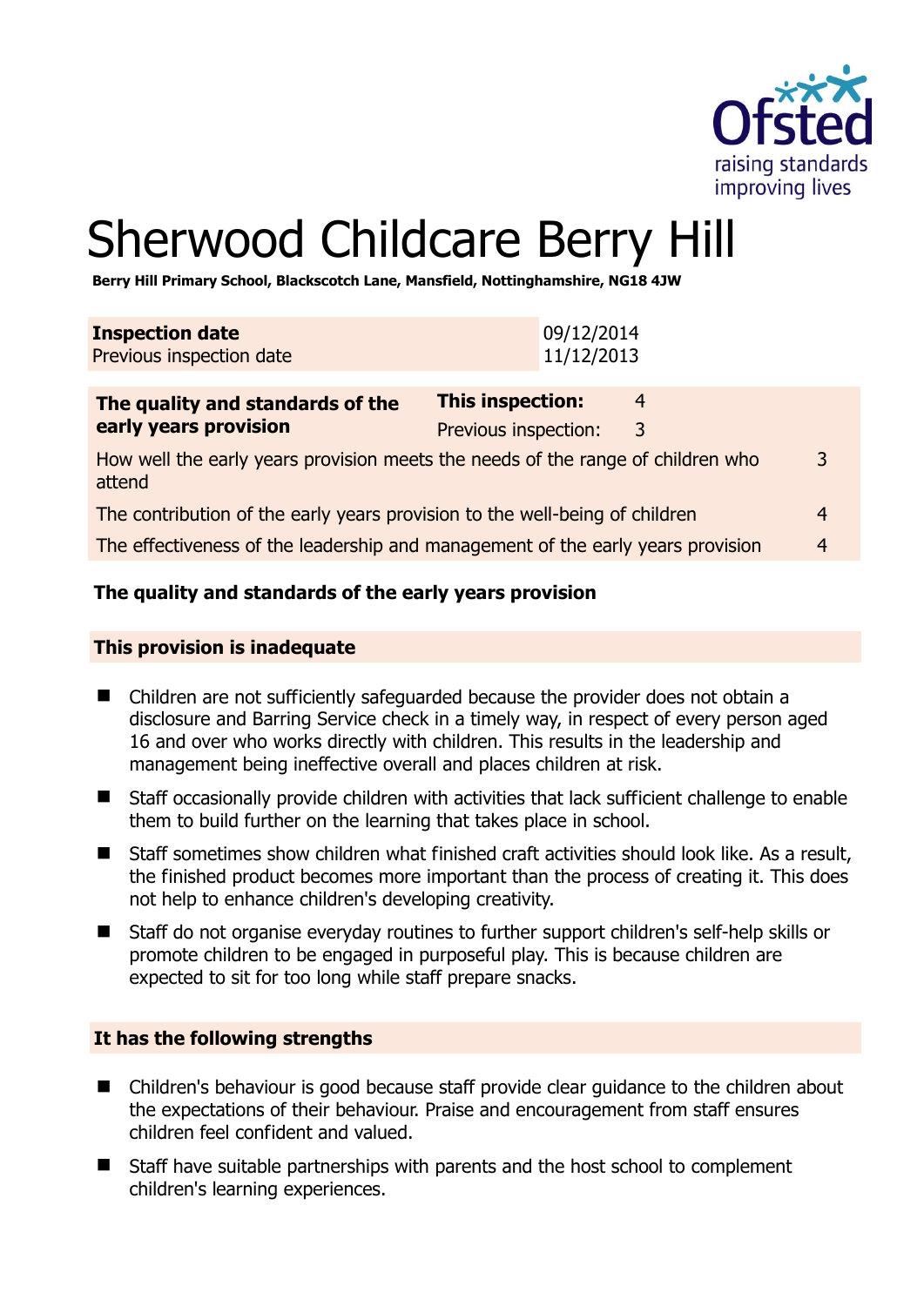# Sherwood Childcare Berry Hill

**Berry Hill Primary School, Blackscotch Lane, Mansfield, Nottinghamshire, NG18 4JW**

| **Inspection date** | 09/12/2014 |
|---|---|
| Previous inspection date | 11/12/2013 |

| **The quality and standards of the early years provision** | **This inspection:** | 4 |
|---|---|---|
| | Previous inspection: | 3 |
| How well the early years provision meets the needs of the range of children who attend | | 3 |
| The contribution of the early years provision to the well-being of children | | 4 |
| The effectiveness of the leadership and management of the early years provision | | 4 |

## The quality and standards of the early years provision

### This provision is inadequate

- Children are not sufficiently safeguarded because the provider does not obtain a disclosure and Barring Service check in a timely way, in respect of every person aged 16 and over who works directly with children. This results in the leadership and management being ineffective overall and places children at risk.
- Staff occasionally provide children with activities that lack sufficient challenge to enable them to build further on the learning that takes place in school.
- Staff sometimes show children what finished craft activities should look like. As a result, the finished product becomes more important than the process of creating it. This does not help to enhance children's developing creativity.
- Staff do not organise everyday routines to further support children's self-help skills or promote children to be engaged in purposeful play. This is because children are expected to sit for too long while staff prepare snacks.

### It has the following strengths

- Children's behaviour is good because staff provide clear guidance to the children about the expectations of their behaviour. Praise and encouragement from staff ensures children feel confident and valued.
- Staff have suitable partnerships with parents and the host school to complement children's learning experiences.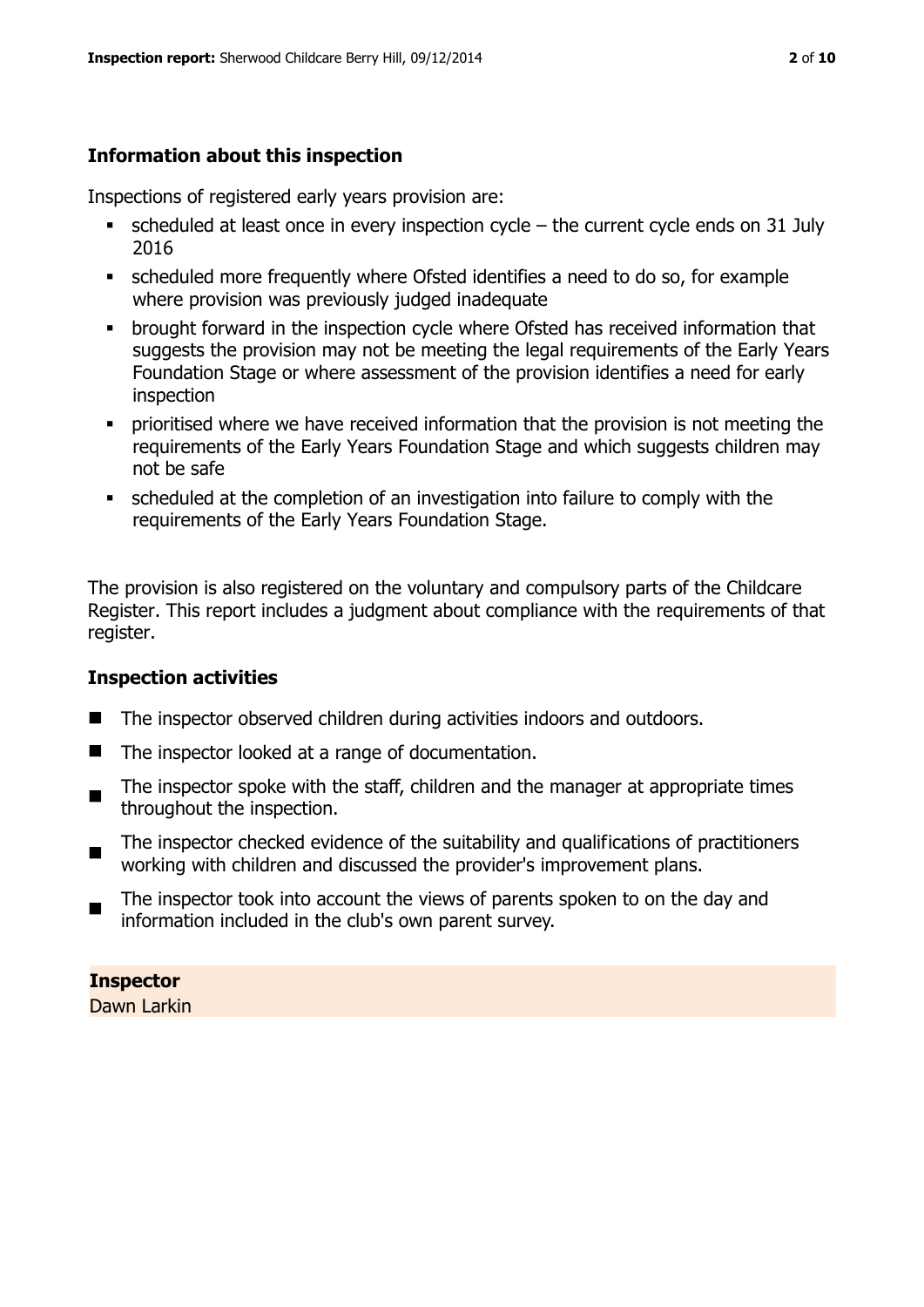## Information about this inspection

Inspections of registered early years provision are:

- scheduled at least once in every inspection cycle – the current cycle ends on 31 July 2016
- scheduled more frequently where Ofsted identifies a need to do so, for example where provision was previously judged inadequate
- brought forward in the inspection cycle where Ofsted has received information that suggests the provision may not be meeting the legal requirements of the Early Years Foundation Stage or where assessment of the provision identifies a need for early inspection
- prioritised where we have received information that the provision is not meeting the requirements of the Early Years Foundation Stage and which suggests children may not be safe
- scheduled at the completion of an investigation into failure to comply with the requirements of the Early Years Foundation Stage.

The provision is also registered on the voluntary and compulsory parts of the Childcare Register. This report includes a judgment about compliance with the requirements of that register.

## Inspection activities

- The inspector observed children during activities indoors and outdoors.
- The inspector looked at a range of documentation.
- The inspector spoke with the staff, children and the manager at appropriate times throughout the inspection.
- The inspector checked evidence of the suitability and qualifications of practitioners working with children and discussed the provider's improvement plans.
- The inspector took into account the views of parents spoken to on the day and information included in the club's own parent survey.

**Inspector**
Dawn Larkin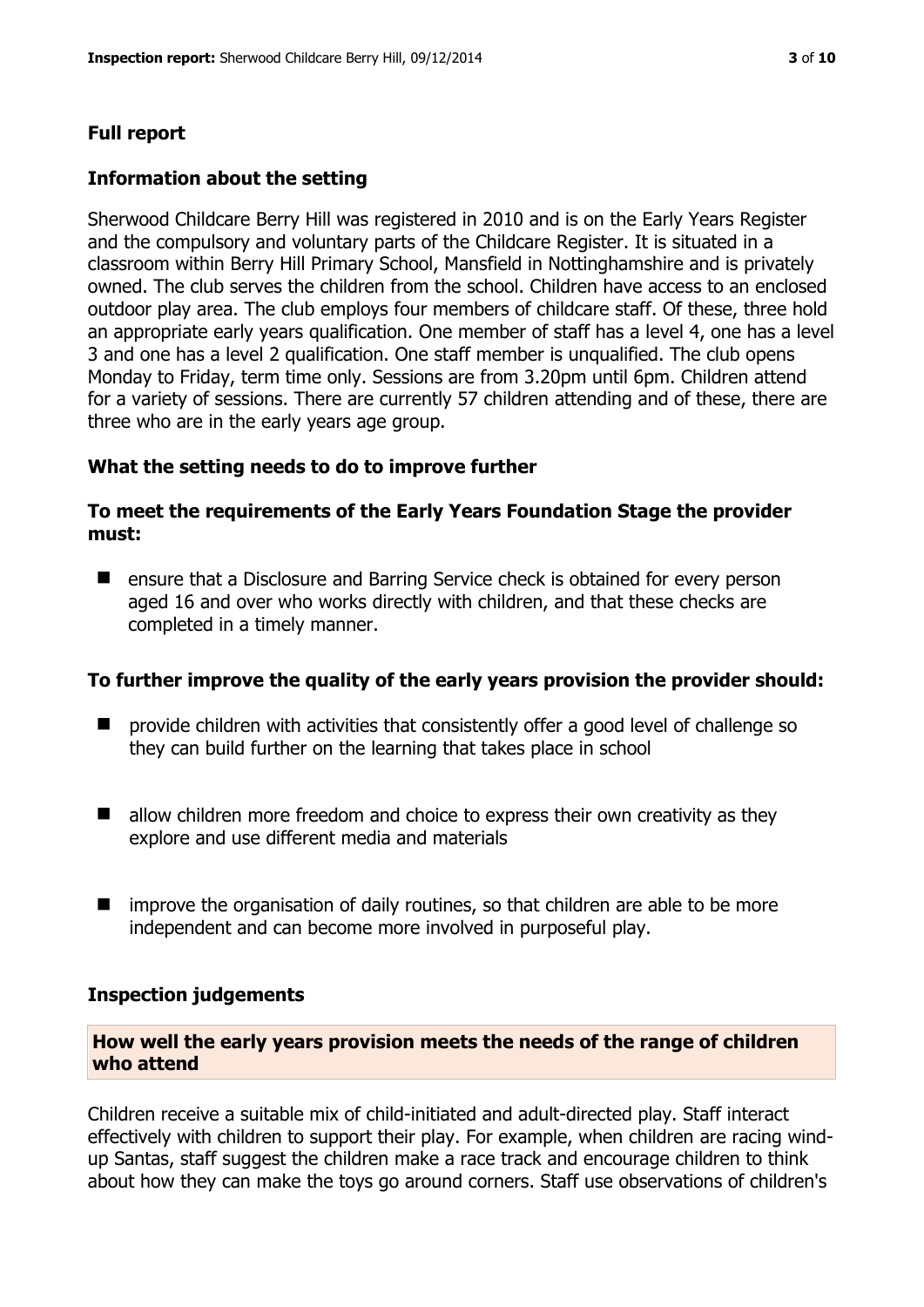## Full report

### Information about the setting

Sherwood Childcare Berry Hill was registered in 2010 and is on the Early Years Register and the compulsory and voluntary parts of the Childcare Register. It is situated in a classroom within Berry Hill Primary School, Mansfield in Nottinghamshire and is privately owned. The club serves the children from the school. Children have access to an enclosed outdoor play area. The club employs four members of childcare staff. Of these, three hold an appropriate early years qualification. One member of staff has a level 4, one has a level 3 and one has a level 2 qualification. One staff member is unqualified. The club opens Monday to Friday, term time only. Sessions are from 3.20pm until 6pm. Children attend for a variety of sessions. There are currently 57 children attending and of these, there are three who are in the early years age group.

### What the setting needs to do to improve further

#### To meet the requirements of the Early Years Foundation Stage the provider must:

- ensure that a Disclosure and Barring Service check is obtained for every person aged 16 and over who works directly with children, and that these checks are completed in a timely manner.

#### To further improve the quality of the early years provision the provider should:

- provide children with activities that consistently offer a good level of challenge so they can build further on the learning that takes place in school
- allow children more freedom and choice to express their own creativity as they explore and use different media and materials
- improve the organisation of daily routines, so that children are able to be more independent and can become more involved in purposeful play.

### Inspection judgements

#### How well the early years provision meets the needs of the range of children who attend

Children receive a suitable mix of child-initiated and adult-directed play. Staff interact effectively with children to support their play. For example, when children are racing wind-up Santas, staff suggest the children make a race track and encourage children to think about how they can make the toys go around corners. Staff use observations of children's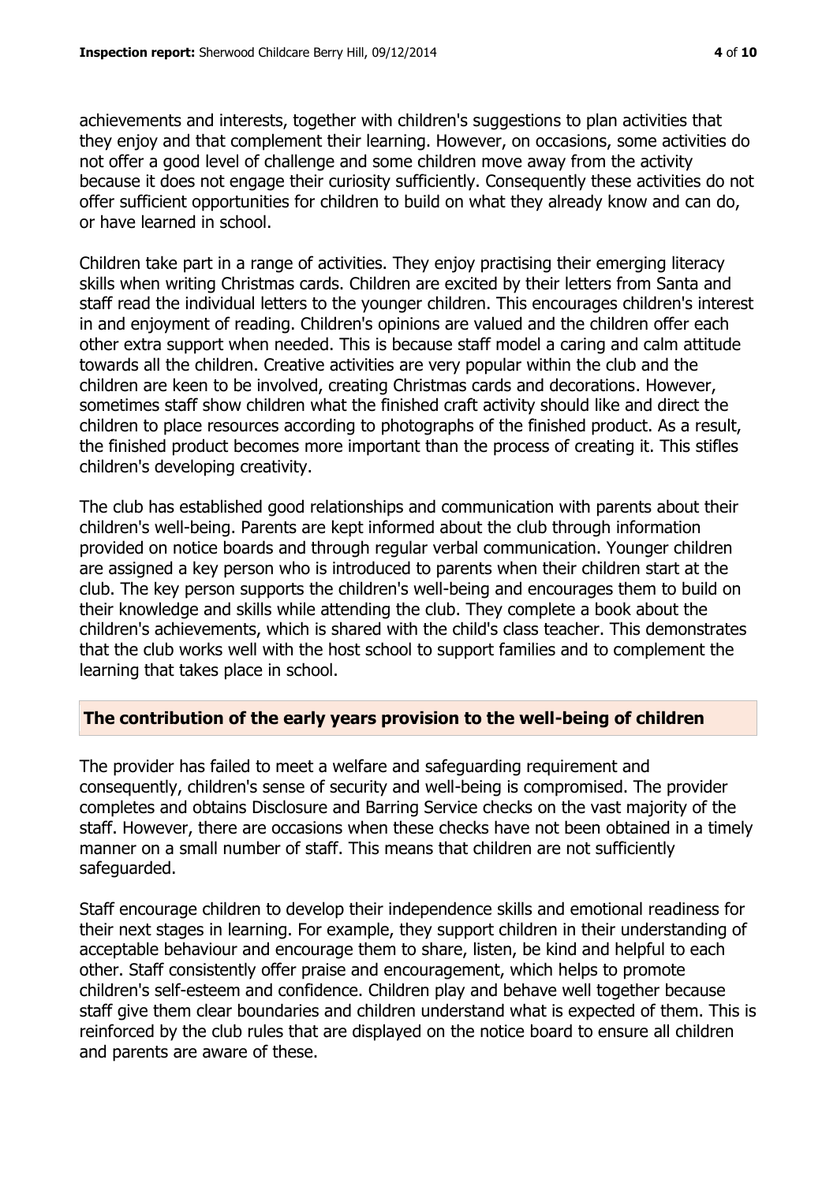achievements and interests, together with children's suggestions to plan activities that they enjoy and that complement their learning. However, on occasions, some activities do not offer a good level of challenge and some children move away from the activity because it does not engage their curiosity sufficiently. Consequently these activities do not offer sufficient opportunities for children to build on what they already know and can do, or have learned in school.

Children take part in a range of activities. They enjoy practising their emerging literacy skills when writing Christmas cards. Children are excited by their letters from Santa and staff read the individual letters to the younger children. This encourages children's interest in and enjoyment of reading. Children's opinions are valued and the children offer each other extra support when needed. This is because staff model a caring and calm attitude towards all the children. Creative activities are very popular within the club and the children are keen to be involved, creating Christmas cards and decorations. However, sometimes staff show children what the finished craft activity should like and direct the children to place resources according to photographs of the finished product. As a result, the finished product becomes more important than the process of creating it. This stifles children's developing creativity.

The club has established good relationships and communication with parents about their children's well-being. Parents are kept informed about the club through information provided on notice boards and through regular verbal communication. Younger children are assigned a key person who is introduced to parents when their children start at the club. The key person supports the children's well-being and encourages them to build on their knowledge and skills while attending the club. They complete a book about the children's achievements, which is shared with the child's class teacher. This demonstrates that the club works well with the host school to support families and to complement the learning that takes place in school.

## The contribution of the early years provision to the well-being of children

The provider has failed to meet a welfare and safeguarding requirement and consequently, children's sense of security and well-being is compromised. The provider completes and obtains Disclosure and Barring Service checks on the vast majority of the staff. However, there are occasions when these checks have not been obtained in a timely manner on a small number of staff. This means that children are not sufficiently safeguarded.

Staff encourage children to develop their independence skills and emotional readiness for their next stages in learning. For example, they support children in their understanding of acceptable behaviour and encourage them to share, listen, be kind and helpful to each other. Staff consistently offer praise and encouragement, which helps to promote children's self-esteem and confidence. Children play and behave well together because staff give them clear boundaries and children understand what is expected of them. This is reinforced by the club rules that are displayed on the notice board to ensure all children and parents are aware of these.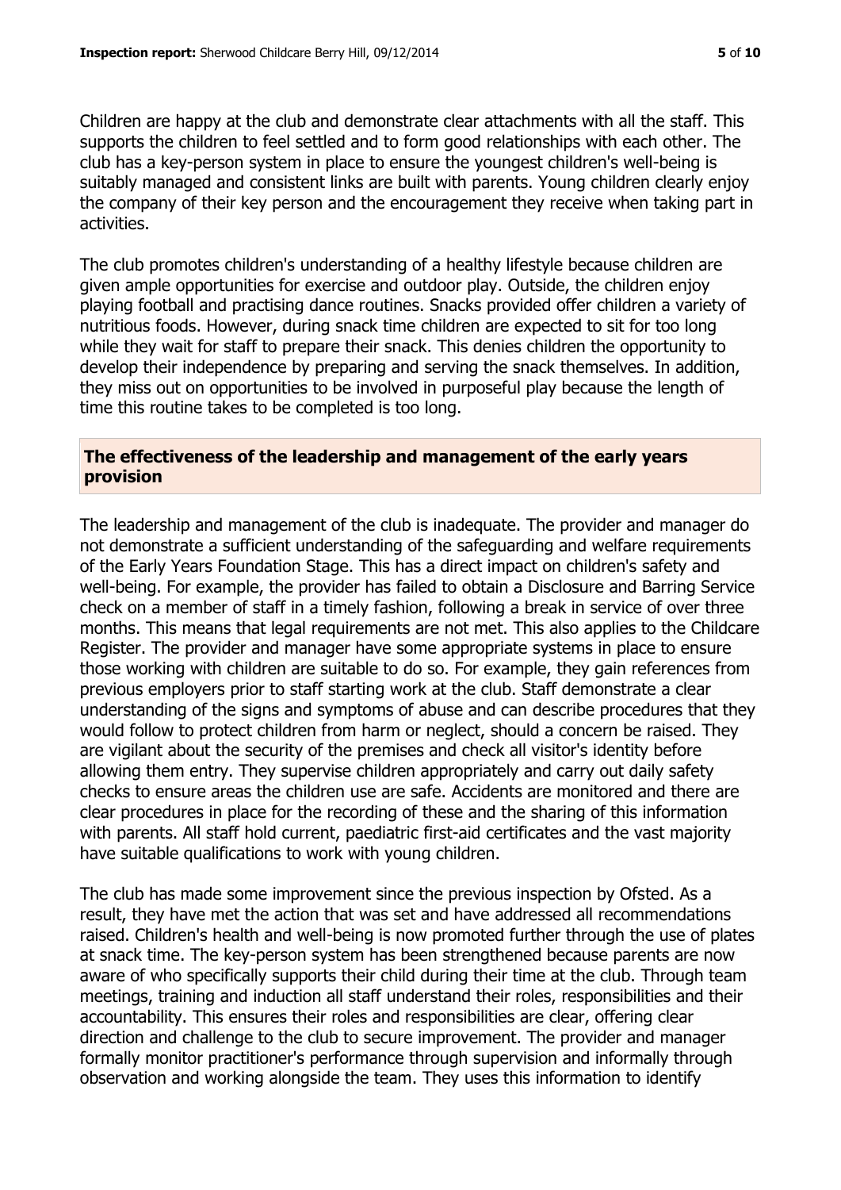Children are happy at the club and demonstrate clear attachments with all the staff. This supports the children to feel settled and to form good relationships with each other. The club has a key-person system in place to ensure the youngest children's well-being is suitably managed and consistent links are built with parents. Young children clearly enjoy the company of their key person and the encouragement they receive when taking part in activities.

The club promotes children's understanding of a healthy lifestyle because children are given ample opportunities for exercise and outdoor play. Outside, the children enjoy playing football and practising dance routines. Snacks provided offer children a variety of nutritious foods. However, during snack time children are expected to sit for too long while they wait for staff to prepare their snack. This denies children the opportunity to develop their independence by preparing and serving the snack themselves. In addition, they miss out on opportunities to be involved in purposeful play because the length of time this routine takes to be completed is too long.

## The effectiveness of the leadership and management of the early years provision

The leadership and management of the club is inadequate. The provider and manager do not demonstrate a sufficient understanding of the safeguarding and welfare requirements of the Early Years Foundation Stage. This has a direct impact on children's safety and well-being. For example, the provider has failed to obtain a Disclosure and Barring Service check on a member of staff in a timely fashion, following a break in service of over three months. This means that legal requirements are not met. This also applies to the Childcare Register. The provider and manager have some appropriate systems in place to ensure those working with children are suitable to do so. For example, they gain references from previous employers prior to staff starting work at the club. Staff demonstrate a clear understanding of the signs and symptoms of abuse and can describe procedures that they would follow to protect children from harm or neglect, should a concern be raised. They are vigilant about the security of the premises and check all visitor's identity before allowing them entry. They supervise children appropriately and carry out daily safety checks to ensure areas the children use are safe. Accidents are monitored and there are clear procedures in place for the recording of these and the sharing of this information with parents. All staff hold current, paediatric first-aid certificates and the vast majority have suitable qualifications to work with young children.

The club has made some improvement since the previous inspection by Ofsted. As a result, they have met the action that was set and have addressed all recommendations raised. Children's health and well-being is now promoted further through the use of plates at snack time. The key-person system has been strengthened because parents are now aware of who specifically supports their child during their time at the club. Through team meetings, training and induction all staff understand their roles, responsibilities and their accountability. This ensures their roles and responsibilities are clear, offering clear direction and challenge to the club to secure improvement. The provider and manager formally monitor practitioner's performance through supervision and informally through observation and working alongside the team. They uses this information to identify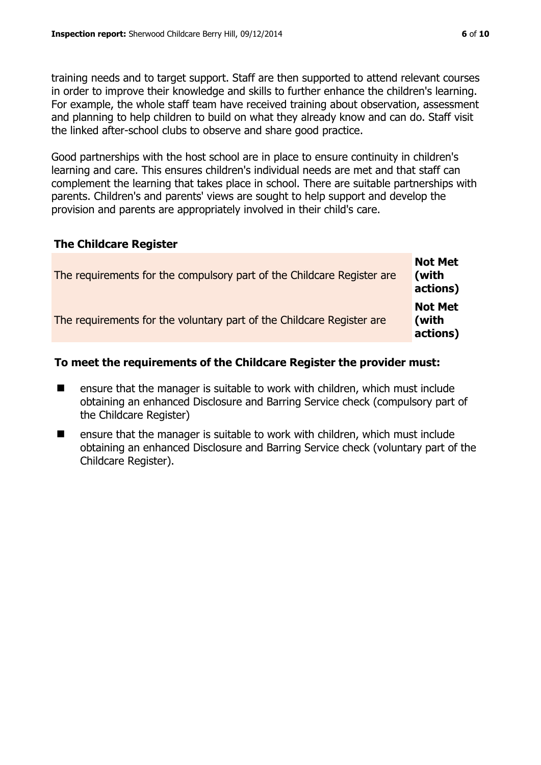training needs and to target support. Staff are then supported to attend relevant courses in order to improve their knowledge and skills to further enhance the children's learning. For example, the whole staff team have received training about observation, assessment and planning to help children to build on what they already know and can do. Staff visit the linked after-school clubs to observe and share good practice.

Good partnerships with the host school are in place to ensure continuity in children's learning and care. This ensures children's individual needs are met and that staff can complement the learning that takes place in school. There are suitable partnerships with parents. Children's and parents' views are sought to help support and develop the provision and parents are appropriately involved in their child's care.

## The Childcare Register

| | |
|---|---|
| The requirements for the compulsory part of the Childcare Register are | **Not Met (with actions)** |
| The requirements for the voluntary part of the Childcare Register are | **Not Met (with actions)** |

### To meet the requirements of the Childcare Register the provider must:

- ensure that the manager is suitable to work with children, which must include obtaining an enhanced Disclosure and Barring Service check (compulsory part of the Childcare Register)
- ensure that the manager is suitable to work with children, which must include obtaining an enhanced Disclosure and Barring Service check (voluntary part of the Childcare Register).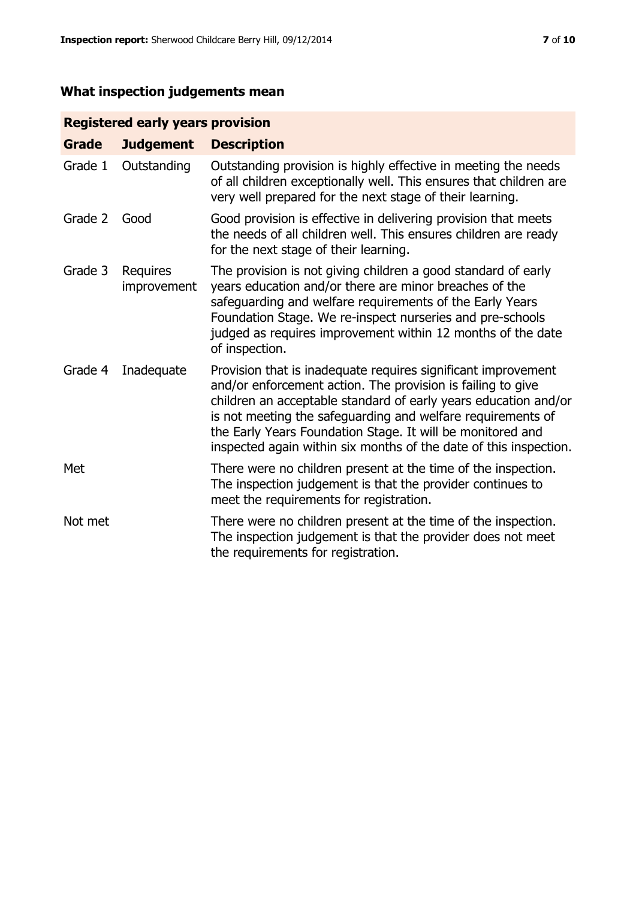## What inspection judgements mean

| Registered early years provision | | |
|---|---|---|
| **Grade** | **Judgement** | **Description** |
| Grade 1 | Outstanding | Outstanding provision is highly effective in meeting the needs of all children exceptionally well. This ensures that children are very well prepared for the next stage of their learning. |
| Grade 2 | Good | Good provision is effective in delivering provision that meets the needs of all children well. This ensures children are ready for the next stage of their learning. |
| Grade 3 | Requires improvement | The provision is not giving children a good standard of early years education and/or there are minor breaches of the safeguarding and welfare requirements of the Early Years Foundation Stage. We re-inspect nurseries and pre-schools judged as requires improvement within 12 months of the date of inspection. |
| Grade 4 | Inadequate | Provision that is inadequate requires significant improvement and/or enforcement action. The provision is failing to give children an acceptable standard of early years education and/or is not meeting the safeguarding and welfare requirements of the Early Years Foundation Stage. It will be monitored and inspected again within six months of the date of this inspection. |
| Met | | There were no children present at the time of the inspection. The inspection judgement is that the provider continues to meet the requirements for registration. |
| Not met | | There were no children present at the time of the inspection. The inspection judgement is that the provider does not meet the requirements for registration. |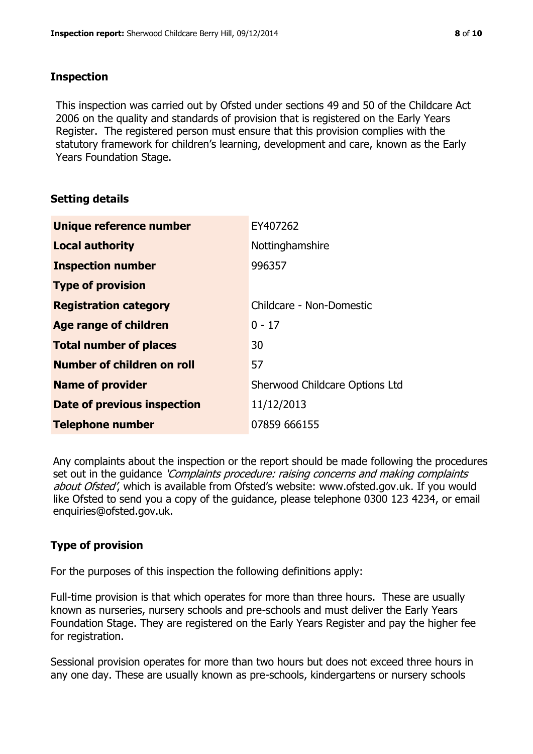## Inspection

This inspection was carried out by Ofsted under sections 49 and 50 of the Childcare Act 2006 on the quality and standards of provision that is registered on the Early Years Register. The registered person must ensure that this provision complies with the statutory framework for children's learning, development and care, known as the Early Years Foundation Stage.

## Setting details

| | |
|---|---|
| **Unique reference number** | EY407262 |
| **Local authority** | Nottinghamshire |
| **Inspection number** | 996357 |
| **Type of provision** | |
| **Registration category** | Childcare - Non-Domestic |
| **Age range of children** | 0 - 17 |
| **Total number of places** | 30 |
| **Number of children on roll** | 57 |
| **Name of provider** | Sherwood Childcare Options Ltd |
| **Date of previous inspection** | 11/12/2013 |
| **Telephone number** | 07859 666155 |

Any complaints about the inspection or the report should be made following the procedures set out in the guidance *'Complaints procedure: raising concerns and making complaints about Ofsted'*, which is available from Ofsted's website: www.ofsted.gov.uk. If you would like Ofsted to send you a copy of the guidance, please telephone 0300 123 4234, or email enquiries@ofsted.gov.uk.

## Type of provision

For the purposes of this inspection the following definitions apply:

Full-time provision is that which operates for more than three hours. These are usually known as nurseries, nursery schools and pre-schools and must deliver the Early Years Foundation Stage. They are registered on the Early Years Register and pay the higher fee for registration.

Sessional provision operates for more than two hours but does not exceed three hours in any one day. These are usually known as pre-schools, kindergartens or nursery schools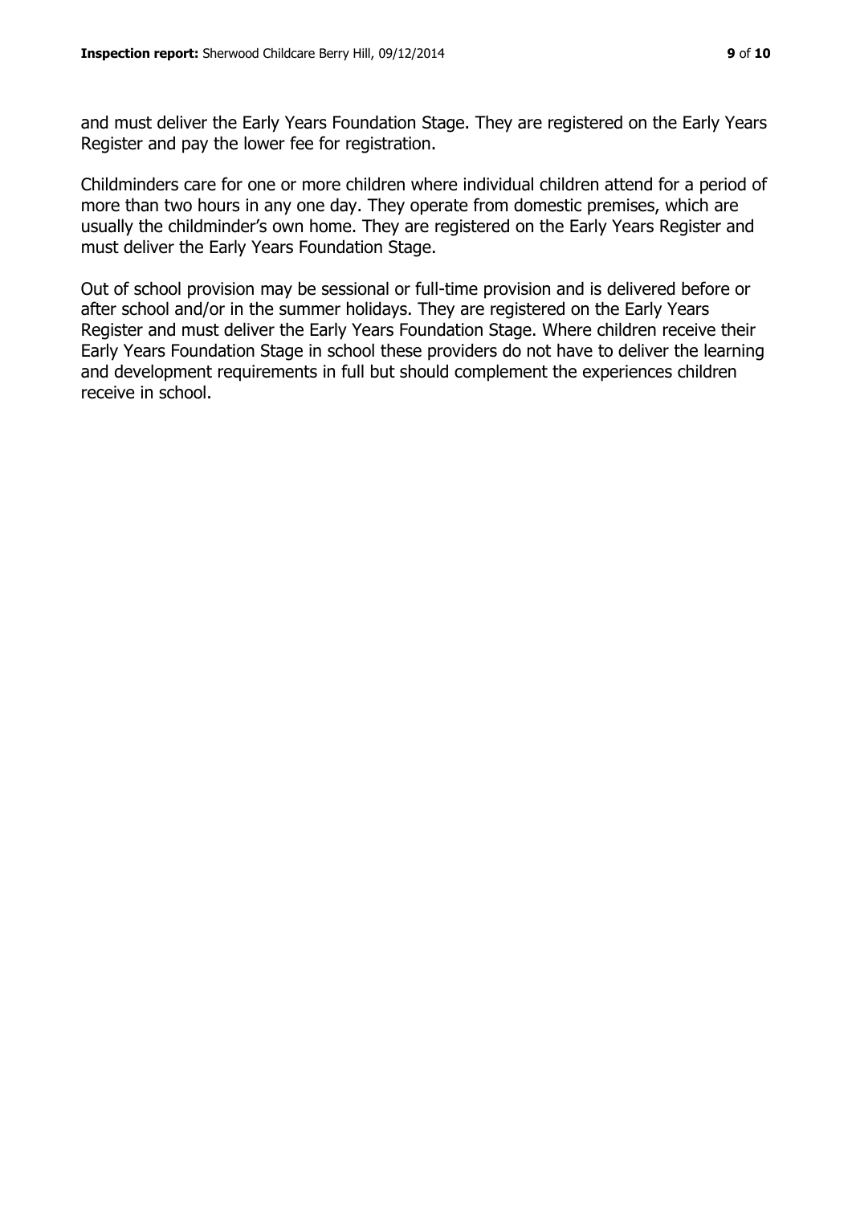and must deliver the Early Years Foundation Stage. They are registered on the Early Years Register and pay the lower fee for registration.

Childminders care for one or more children where individual children attend for a period of more than two hours in any one day. They operate from domestic premises, which are usually the childminder's own home. They are registered on the Early Years Register and must deliver the Early Years Foundation Stage.

Out of school provision may be sessional or full-time provision and is delivered before or after school and/or in the summer holidays. They are registered on the Early Years Register and must deliver the Early Years Foundation Stage. Where children receive their Early Years Foundation Stage in school these providers do not have to deliver the learning and development requirements in full but should complement the experiences children receive in school.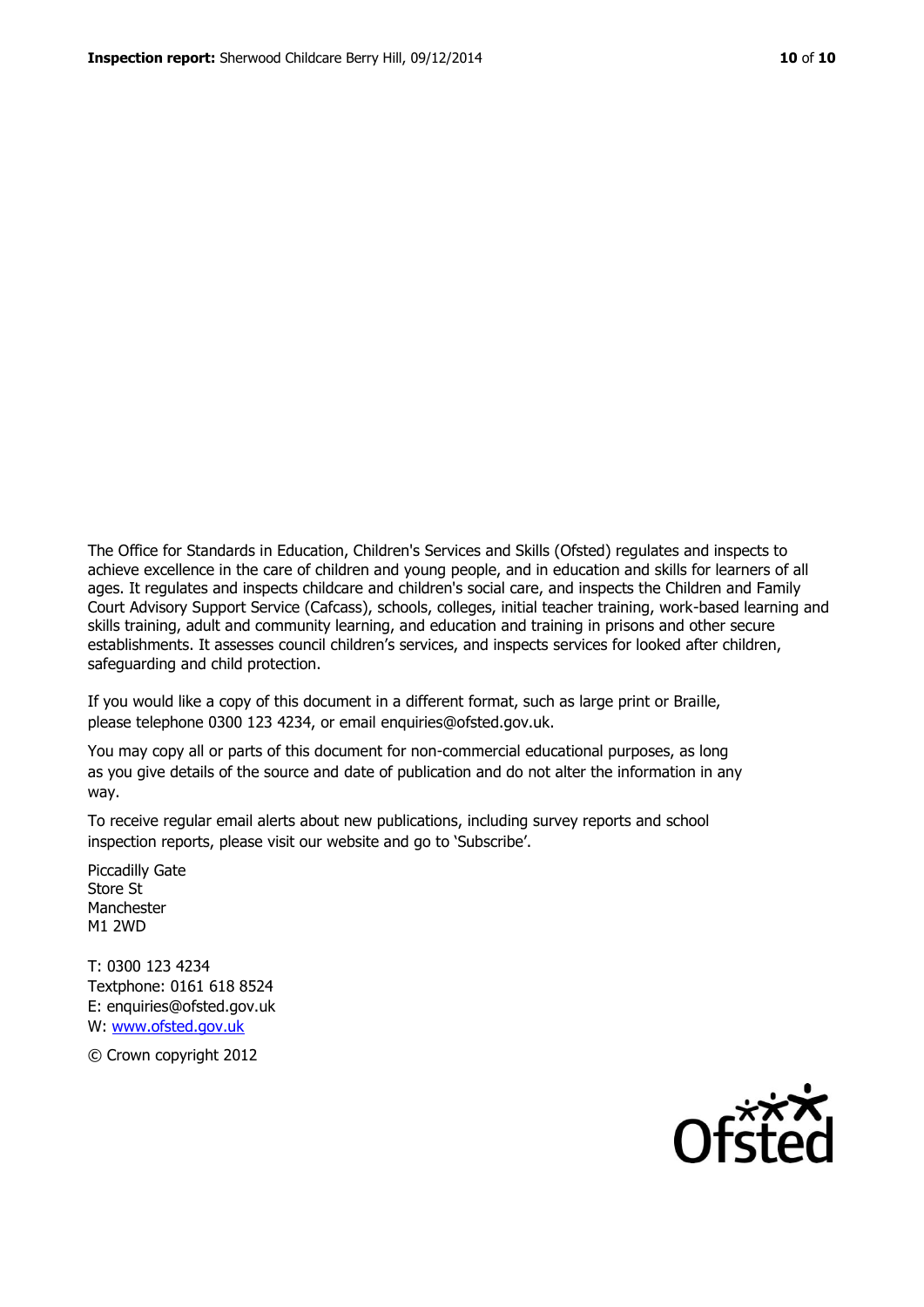The Office for Standards in Education, Children's Services and Skills (Ofsted) regulates and inspects to achieve excellence in the care of children and young people, and in education and skills for learners of all ages. It regulates and inspects childcare and children's social care, and inspects the Children and Family Court Advisory Support Service (Cafcass), schools, colleges, initial teacher training, work-based learning and skills training, adult and community learning, and education and training in prisons and other secure establishments. It assesses council children's services, and inspects services for looked after children, safeguarding and child protection.

If you would like a copy of this document in a different format, such as large print or Braille, please telephone 0300 123 4234, or email enquiries@ofsted.gov.uk.

You may copy all or parts of this document for non-commercial educational purposes, as long as you give details of the source and date of publication and do not alter the information in any way.

To receive regular email alerts about new publications, including survey reports and school inspection reports, please visit our website and go to 'Subscribe'.

Piccadilly Gate
Store St
Manchester
M1 2WD

T: 0300 123 4234
Textphone: 0161 618 8524
E: enquiries@ofsted.gov.uk
W: www.ofsted.gov.uk

© Crown copyright 2012

Ofsted